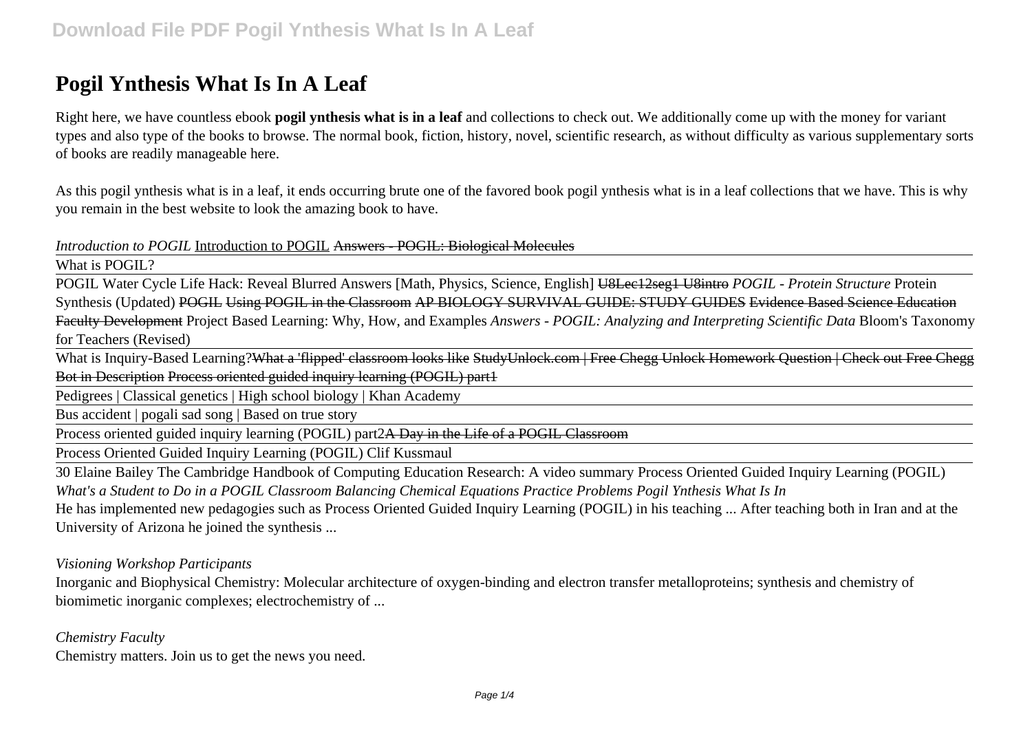# Pogil Ynthesis What Is In A Leaf

Right here, we have countless ebook **pogil ynthesis what is in a leaf** and collections to check out. We additionally come up with the money for variant types and also type of the books to browse. The normal book, fiction, history, novel, scientific research, as without difficulty as various supplementary sorts of books are readily manageable here.

As this pogil ynthesis what is in a leaf, it ends occurring brute one of the favored book pogil ynthesis what is in a leaf collections that we have. This is why you remain in the best website to look the amazing book to have.

*Introduction to POGIL* Introduction to POGIL ~~Answers - POGIL: Biological Molecules~~

What is POGIL?

POGIL Water Cycle Life Hack: Reveal Blurred Answers [Math, Physics, Science, English] ~~U8Lec12seg1 U8intro~~ *POGIL - Protein Structure* Protein Synthesis (Updated) ~~POGIL Using POGIL in the Classroom AP BIOLOGY SURVIVAL GUIDE: STUDY GUIDES Evidence Based Science Education Faculty Development~~ Project Based Learning: Why, How, and Examples *Answers - POGIL: Analyzing and Interpreting Scientific Data* Bloom's Taxonomy for Teachers (Revised)

What is Inquiry-Based Learning?~~What a 'flipped' classroom looks like StudyUnlock.com | Free Chegg Unlock Homework Question | Check out Free Chegg Bot in Description Process oriented guided inquiry learning (POGIL) part1~~

Pedigrees | Classical genetics | High school biology | Khan Academy

Bus accident | pogali sad song | Based on true story

Process oriented guided inquiry learning (POGIL) part2~~A Day in the Life of a POGIL Classroom~~

Process Oriented Guided Inquiry Learning (POGIL) Clif Kussmaul

30 Elaine Bailey The Cambridge Handbook of Computing Education Research: A video summary Process Oriented Guided Inquiry Learning (POGIL) *What's a Student to Do in a POGIL Classroom Balancing Chemical Equations Practice Problems Pogil Ynthesis What Is In*

He has implemented new pedagogies such as Process Oriented Guided Inquiry Learning (POGIL) in his teaching ... After teaching both in Iran and at the University of Arizona he joined the synthesis ...

*Visioning Workshop Participants*

Inorganic and Biophysical Chemistry: Molecular architecture of oxygen-binding and electron transfer metalloproteins; synthesis and chemistry of biomimetic inorganic complexes; electrochemistry of ...

*Chemistry Faculty*

Chemistry matters. Join us to get the news you need.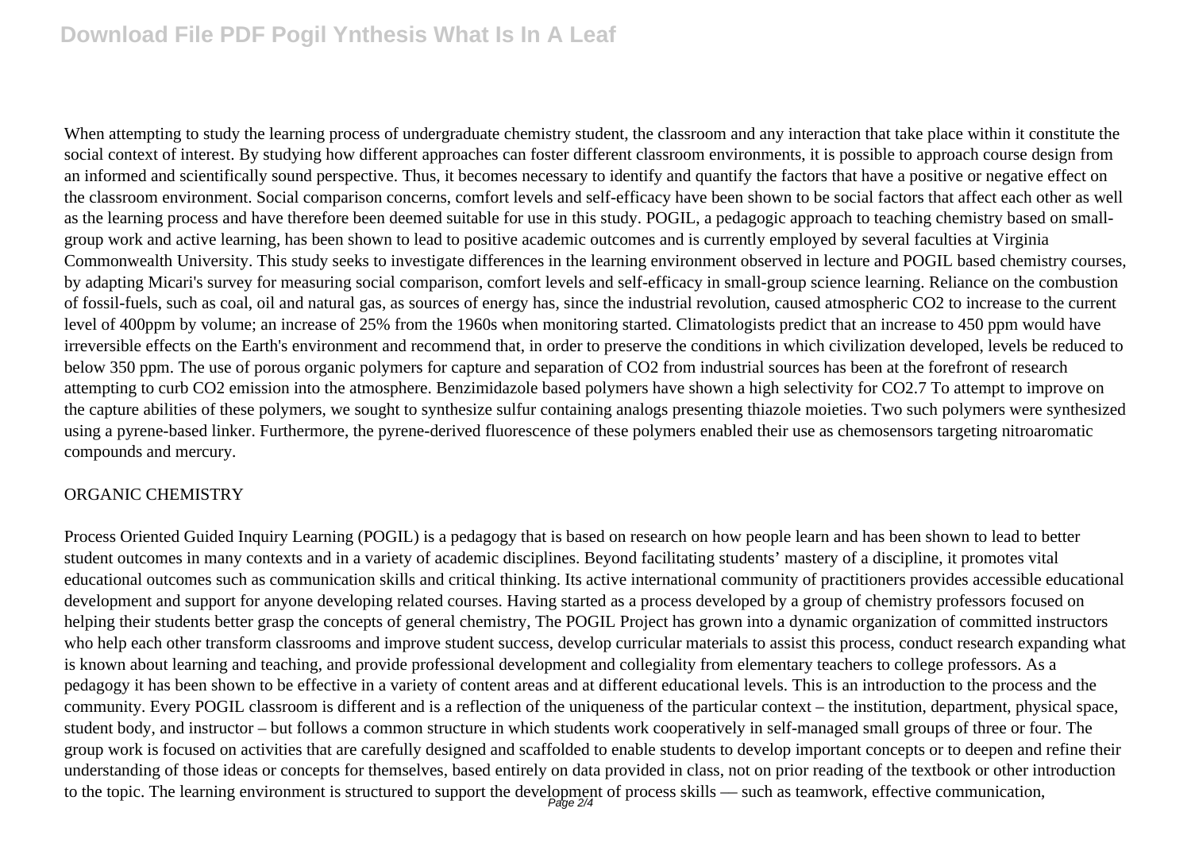When attempting to study the learning process of undergraduate chemistry student, the classroom and any interaction that take place within it constitute the social context of interest. By studying how different approaches can foster different classroom environments, it is possible to approach course design from an informed and scientifically sound perspective. Thus, it becomes necessary to identify and quantify the factors that have a positive or negative effect on the classroom environment. Social comparison concerns, comfort levels and self-efficacy have been shown to be social factors that affect each other as well as the learning process and have therefore been deemed suitable for use in this study. POGIL, a pedagogic approach to teaching chemistry based on small-group work and active learning, has been shown to lead to positive academic outcomes and is currently employed by several faculties at Virginia Commonwealth University. This study seeks to investigate differences in the learning environment observed in lecture and POGIL based chemistry courses, by adapting Micari's survey for measuring social comparison, comfort levels and self-efficacy in small-group science learning. Reliance on the combustion of fossil-fuels, such as coal, oil and natural gas, as sources of energy has, since the industrial revolution, caused atmospheric $CO_2$ to increase to the current level of 400ppm by volume; an increase of 25% from the 1960s when monitoring started. Climatologists predict that an increase to 450 ppm would have irreversible effects on the Earth's environment and recommend that, in order to preserve the conditions in which civilization developed, levels be reduced to below 350 ppm. The use of porous organic polymers for capture and separation of $CO_2$ from industrial sources has been at the forefront of research attempting to curb $CO_2$ emission into the atmosphere. Benzimidazole based polymers have shown a high selectivity for $CO_2$.7 To attempt to improve on the capture abilities of these polymers, we sought to synthesize sulfur containing analogs presenting thiazole moieties. Two such polymers were synthesized using a pyrene-based linker. Furthermore, the pyrene-derived fluorescence of these polymers enabled their use as chemosensors targeting nitroaromatic compounds and mercury.

ORGANIC CHEMISTRY

Process Oriented Guided Inquiry Learning (POGIL) is a pedagogy that is based on research on how people learn and has been shown to lead to better student outcomes in many contexts and in a variety of academic disciplines. Beyond facilitating students' mastery of a discipline, it promotes vital educational outcomes such as communication skills and critical thinking. Its active international community of practitioners provides accessible educational development and support for anyone developing related courses. Having started as a process developed by a group of chemistry professors focused on helping their students better grasp the concepts of general chemistry, The POGIL Project has grown into a dynamic organization of committed instructors who help each other transform classrooms and improve student success, develop curricular materials to assist this process, conduct research expanding what is known about learning and teaching, and provide professional development and collegiality from elementary teachers to college professors. As a pedagogy it has been shown to be effective in a variety of content areas and at different educational levels. This is an introduction to the process and the community. Every POGIL classroom is different and is a reflection of the uniqueness of the particular context – the institution, department, physical space, student body, and instructor – but follows a common structure in which students work cooperatively in self-managed small groups of three or four. The group work is focused on activities that are carefully designed and scaffolded to enable students to develop important concepts or to deepen and refine their understanding of those ideas or concepts for themselves, based entirely on data provided in class, not on prior reading of the textbook or other introduction to the topic. The learning environment is structured to support the development of process skills — such as teamwork, effective communication,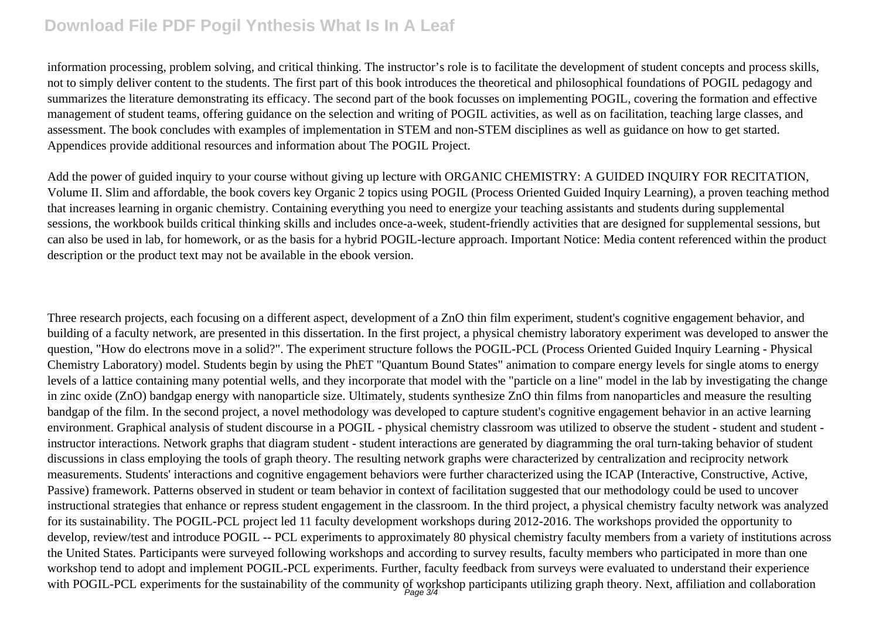information processing, problem solving, and critical thinking. The instructor's role is to facilitate the development of student concepts and process skills, not to simply deliver content to the students. The first part of this book introduces the theoretical and philosophical foundations of POGIL pedagogy and summarizes the literature demonstrating its efficacy. The second part of the book focusses on implementing POGIL, covering the formation and effective management of student teams, offering guidance on the selection and writing of POGIL activities, as well as on facilitation, teaching large classes, and assessment. The book concludes with examples of implementation in STEM and non-STEM disciplines as well as guidance on how to get started. Appendices provide additional resources and information about The POGIL Project.

Add the power of guided inquiry to your course without giving up lecture with ORGANIC CHEMISTRY: A GUIDED INQUIRY FOR RECITATION, Volume II. Slim and affordable, the book covers key Organic 2 topics using POGIL (Process Oriented Guided Inquiry Learning), a proven teaching method that increases learning in organic chemistry. Containing everything you need to energize your teaching assistants and students during supplemental sessions, the workbook builds critical thinking skills and includes once-a-week, student-friendly activities that are designed for supplemental sessions, but can also be used in lab, for homework, or as the basis for a hybrid POGIL-lecture approach. Important Notice: Media content referenced within the product description or the product text may not be available in the ebook version.

Three research projects, each focusing on a different aspect, development of a ZnO thin film experiment, student's cognitive engagement behavior, and building of a faculty network, are presented in this dissertation. In the first project, a physical chemistry laboratory experiment was developed to answer the question, "How do electrons move in a solid?". The experiment structure follows the POGIL-PCL (Process Oriented Guided Inquiry Learning - Physical Chemistry Laboratory) model. Students begin by using the PhET "Quantum Bound States" animation to compare energy levels for single atoms to energy levels of a lattice containing many potential wells, and they incorporate that model with the "particle on a line" model in the lab by investigating the change in zinc oxide (ZnO) bandgap energy with nanoparticle size. Ultimately, students synthesize ZnO thin films from nanoparticles and measure the resulting bandgap of the film. In the second project, a novel methodology was developed to capture student's cognitive engagement behavior in an active learning environment. Graphical analysis of student discourse in a POGIL - physical chemistry classroom was utilized to observe the student - student and student - instructor interactions. Network graphs that diagram student - student interactions are generated by diagramming the oral turn-taking behavior of student discussions in class employing the tools of graph theory. The resulting network graphs were characterized by centralization and reciprocity network measurements. Students' interactions and cognitive engagement behaviors were further characterized using the ICAP (Interactive, Constructive, Active, Passive) framework. Patterns observed in student or team behavior in context of facilitation suggested that our methodology could be used to uncover instructional strategies that enhance or repress student engagement in the classroom. In the third project, a physical chemistry faculty network was analyzed for its sustainability. The POGIL-PCL project led 11 faculty development workshops during 2012-2016. The workshops provided the opportunity to develop, review/test and introduce POGIL -- PCL experiments to approximately 80 physical chemistry faculty members from a variety of institutions across the United States. Participants were surveyed following workshops and according to survey results, faculty members who participated in more than one workshop tend to adopt and implement POGIL-PCL experiments. Further, faculty feedback from surveys were evaluated to understand their experience with POGIL-PCL experiments for the sustainability of the community of workshop participants utilizing graph theory. Next, affiliation and collaboration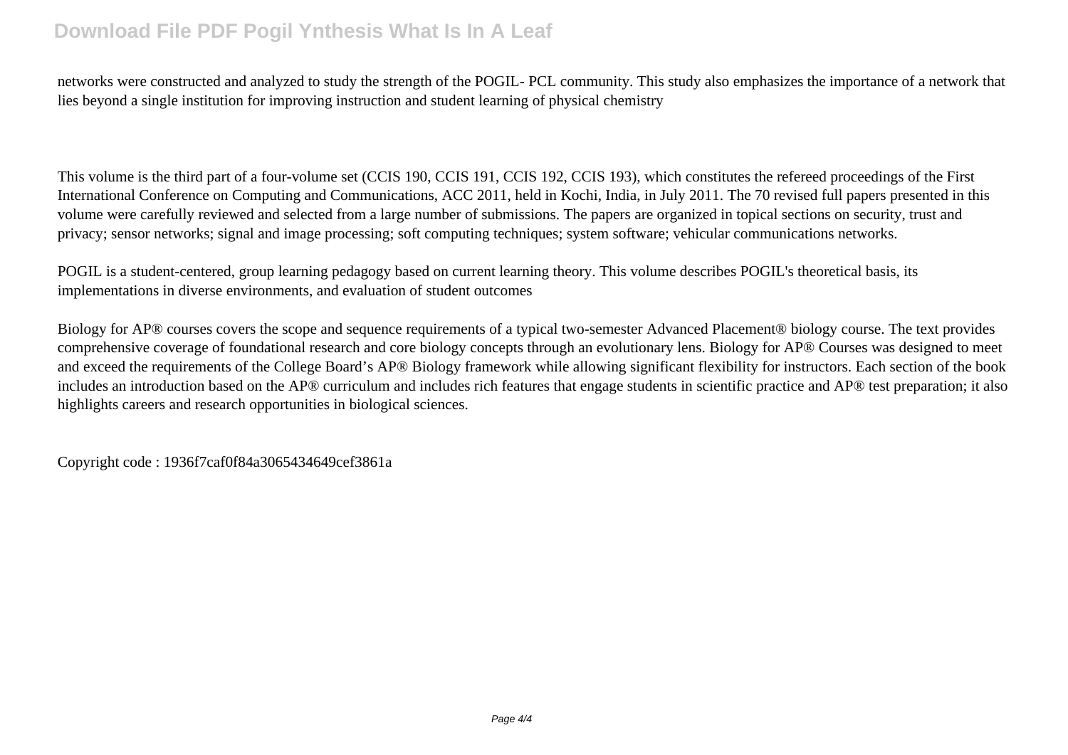networks were constructed and analyzed to study the strength of the POGIL- PCL community. This study also emphasizes the importance of a network that lies beyond a single institution for improving instruction and student learning of physical chemistry

This volume is the third part of a four-volume set (CCIS 190, CCIS 191, CCIS 192, CCIS 193), which constitutes the refereed proceedings of the First International Conference on Computing and Communications, ACC 2011, held in Kochi, India, in July 2011. The 70 revised full papers presented in this volume were carefully reviewed and selected from a large number of submissions. The papers are organized in topical sections on security, trust and privacy; sensor networks; signal and image processing; soft computing techniques; system software; vehicular communications networks.

POGIL is a student-centered, group learning pedagogy based on current learning theory. This volume describes POGIL's theoretical basis, its implementations in diverse environments, and evaluation of student outcomes

Biology for AP® courses covers the scope and sequence requirements of a typical two-semester Advanced Placement® biology course. The text provides comprehensive coverage of foundational research and core biology concepts through an evolutionary lens. Biology for AP® Courses was designed to meet and exceed the requirements of the College Board's AP® Biology framework while allowing significant flexibility for instructors. Each section of the book includes an introduction based on the AP® curriculum and includes rich features that engage students in scientific practice and AP® test preparation; it also highlights careers and research opportunities in biological sciences.

Copyright code : 1936f7caf0f84a3065434649cef3861a